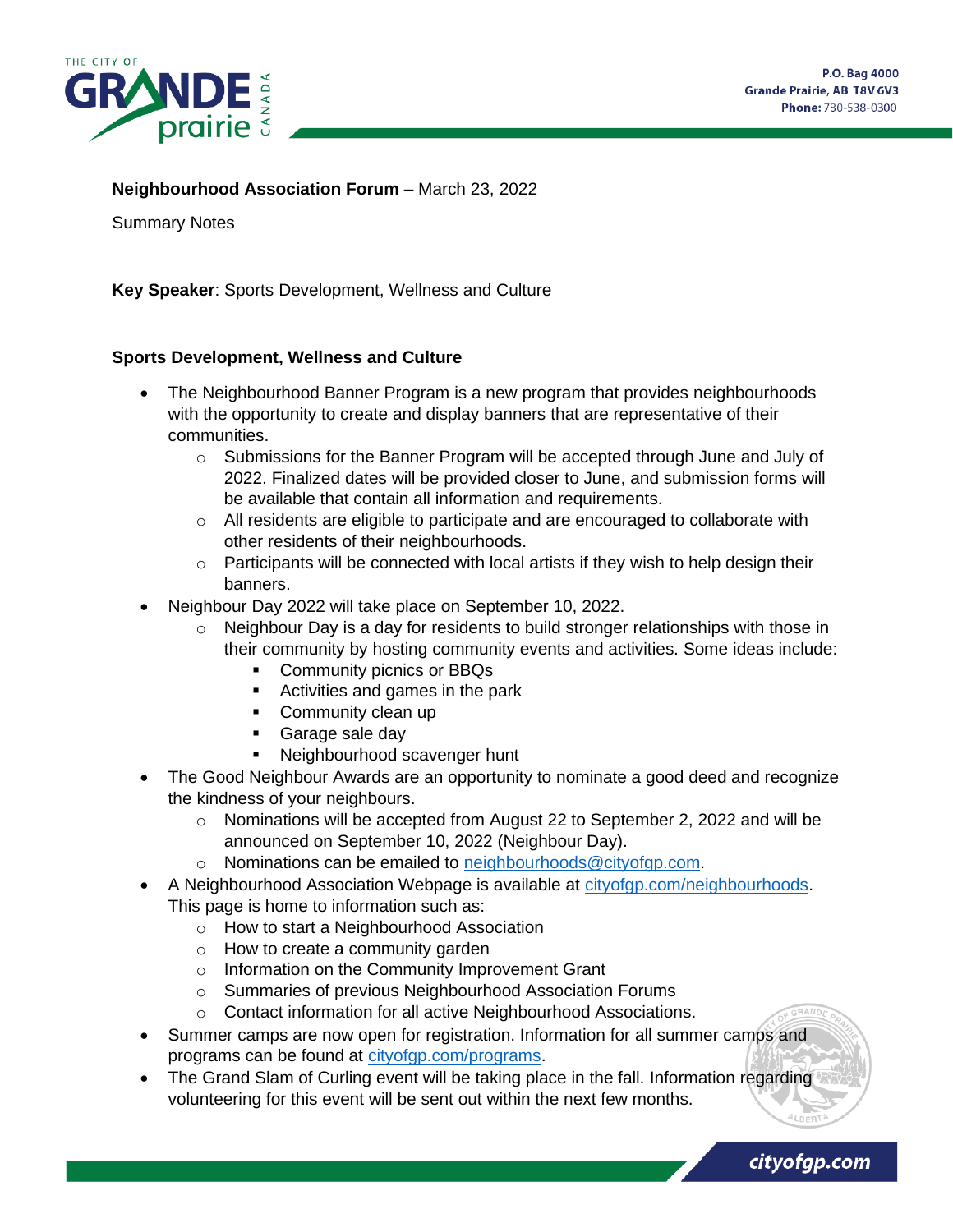**Neighbourhood Association Forum** – March 23, 2022

Summary Notes

**Key Speaker**: Sports Development, Wellness and Culture

## Sports Development, Wellness and Culture

- The Neighbourhood Banner Program is a new program that provides neighbourhoods with the opportunity to create and display banners that are representative of their communities.
  - Submissions for the Banner Program will be accepted through June and July of 2022. Finalized dates will be provided closer to June, and submission forms will be available that contain all information and requirements.
  - All residents are eligible to participate and are encouraged to collaborate with other residents of their neighbourhoods.
  - Participants will be connected with local artists if they wish to help design their banners.
- Neighbour Day 2022 will take place on September 10, 2022.
  - Neighbour Day is a day for residents to build stronger relationships with those in their community by hosting community events and activities. Some ideas include:
    - Community picnics or BBQs
    - Activities and games in the park
    - Community clean up
    - Garage sale day
    - Neighbourhood scavenger hunt
- The Good Neighbour Awards are an opportunity to nominate a good deed and recognize the kindness of your neighbours.
  - Nominations will be accepted from August 22 to September 2, 2022 and will be announced on September 10, 2022 (Neighbour Day).
  - Nominations can be emailed to neighbourhoods@cityofgp.com.
- A Neighbourhood Association Webpage is available at cityofgp.com/neighbourhoods. This page is home to information such as:
  - How to start a Neighbourhood Association
  - How to create a community garden
  - Information on the Community Improvement Grant
  - Summaries of previous Neighbourhood Association Forums
  - Contact information for all active Neighbourhood Associations.
- Summer camps are now open for registration. Information for all summer camps and programs can be found at cityofgp.com/programs.
- The Grand Slam of Curling event will be taking place in the fall. Information regarding volunteering for this event will be sent out within the next few months.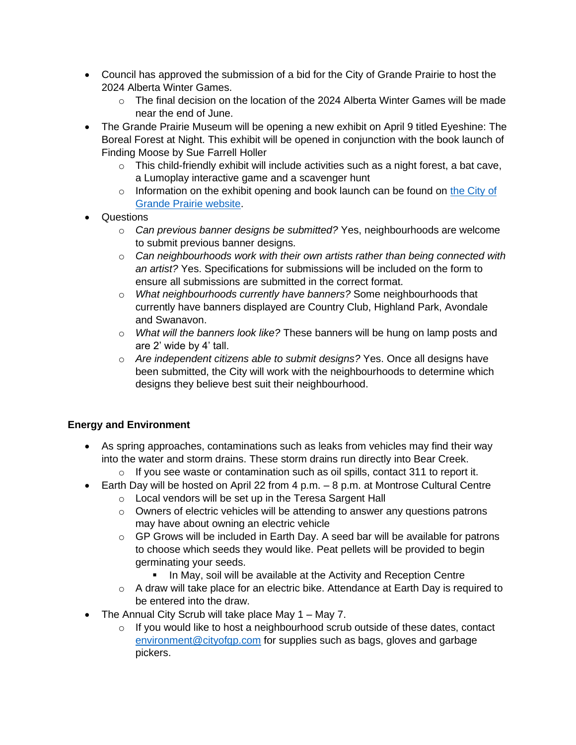- Council has approved the submission of a bid for the City of Grande Prairie to host the 2024 Alberta Winter Games.
    - The final decision on the location of the 2024 Alberta Winter Games will be made near the end of June.
- The Grande Prairie Museum will be opening a new exhibit on April 9 titled Eyeshine: The Boreal Forest at Night. This exhibit will be opened in conjunction with the book launch of Finding Moose by Sue Farrell Holler
    - This child-friendly exhibit will include activities such as a night forest, a bat cave, a Lumoplay interactive game and a scavenger hunt
    - Information on the exhibit opening and book launch can be found on [the City of Grande Prairie website](#).
- Questions
    - *Can previous banner designs be submitted?* Yes, neighbourhoods are welcome to submit previous banner designs.
    - *Can neighbourhoods work with their own artists rather than being connected with an artist?* Yes. Specifications for submissions will be included on the form to ensure all submissions are submitted in the correct format.
    - *What neighbourhoods currently have banners?* Some neighbourhoods that currently have banners displayed are Country Club, Highland Park, Avondale and Swanavon.
    - *What will the banners look like?* These banners will be hung on lamp posts and are 2' wide by 4' tall.
    - *Are independent citizens able to submit designs?* Yes. Once all designs have been submitted, the City will work with the neighbourhoods to determine which designs they believe best suit their neighbourhood.

**Energy and Environment**

- As spring approaches, contaminations such as leaks from vehicles may find their way into the water and storm drains. These storm drains run directly into Bear Creek.
    - If you see waste or contamination such as oil spills, contact 311 to report it.
- Earth Day will be hosted on April 22 from 4 p.m. – 8 p.m. at Montrose Cultural Centre
    - Local vendors will be set up in the Teresa Sargent Hall
    - Owners of electric vehicles will be attending to answer any questions patrons may have about owning an electric vehicle
    - GP Grows will be included in Earth Day. A seed bar will be available for patrons to choose which seeds they would like. Peat pellets will be provided to begin germinating your seeds.
        - In May, soil will be available at the Activity and Reception Centre
    - A draw will take place for an electric bike. Attendance at Earth Day is required to be entered into the draw.
- The Annual City Scrub will take place May 1 – May 7.
    - If you would like to host a neighbourhood scrub outside of these dates, contact [environment@cityofgp.com](mailto:environment@cityofgp.com) for supplies such as bags, gloves and garbage pickers.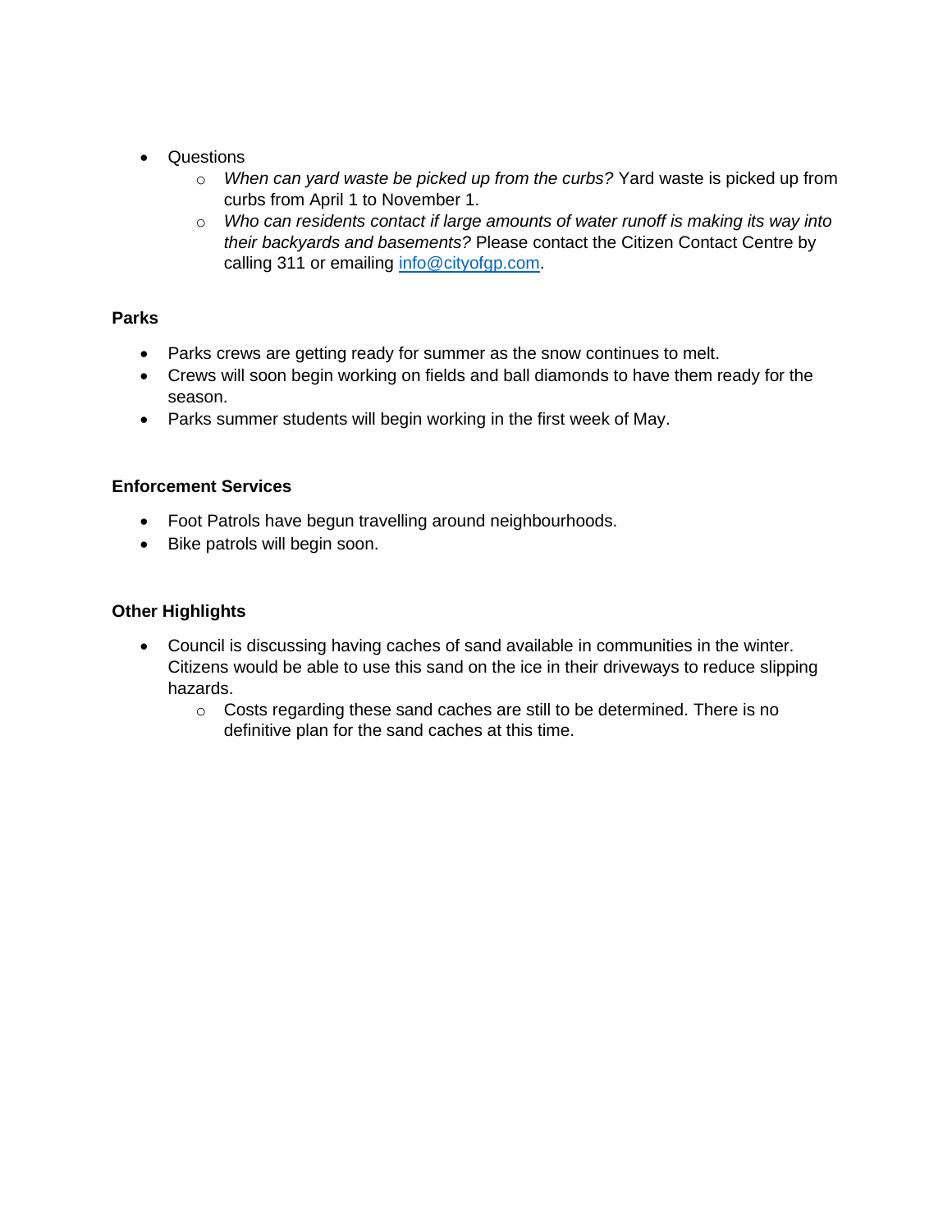- Questions
  - *When can yard waste be picked up from the curbs?* Yard waste is picked up from curbs from April 1 to November 1.
  - *Who can residents contact if large amounts of water runoff is making its way into their backyards and basements?* Please contact the Citizen Contact Centre by calling 311 or emailing info@cityofgp.com.

**Parks**

- Parks crews are getting ready for summer as the snow continues to melt.
- Crews will soon begin working on fields and ball diamonds to have them ready for the season.
- Parks summer students will begin working in the first week of May.

**Enforcement Services**

- Foot Patrols have begun travelling around neighbourhoods.
- Bike patrols will begin soon.

**Other Highlights**

- Council is discussing having caches of sand available in communities in the winter. Citizens would be able to use this sand on the ice in their driveways to reduce slipping hazards.
  - Costs regarding these sand caches are still to be determined. There is no definitive plan for the sand caches at this time.